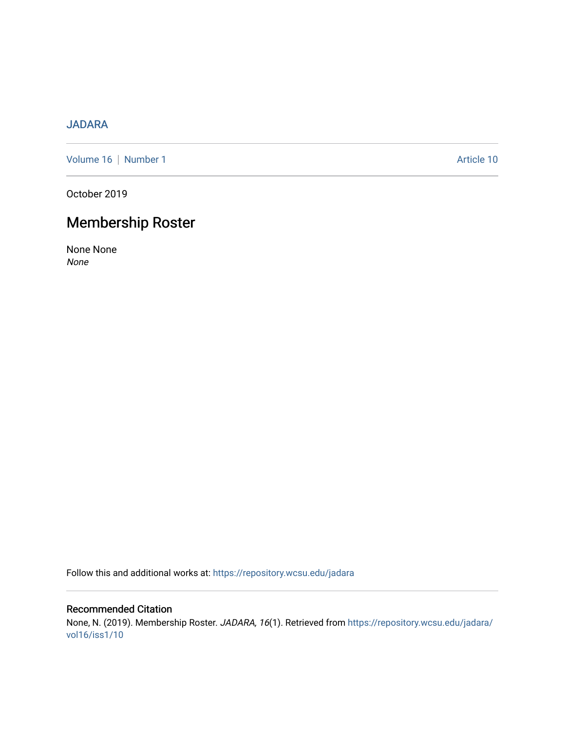JADARA

Volume 16 | Number 1 Article 10

October 2019

# Membership Roster

None None

*None*

Follow this and additional works at: https://repository.wcsu.edu/jadara

## Recommended Citation

None, N. (2019). Membership Roster. *JADARA, 16*(1). Retrieved from https://repository.wcsu.edu/jadara/vol16/iss1/10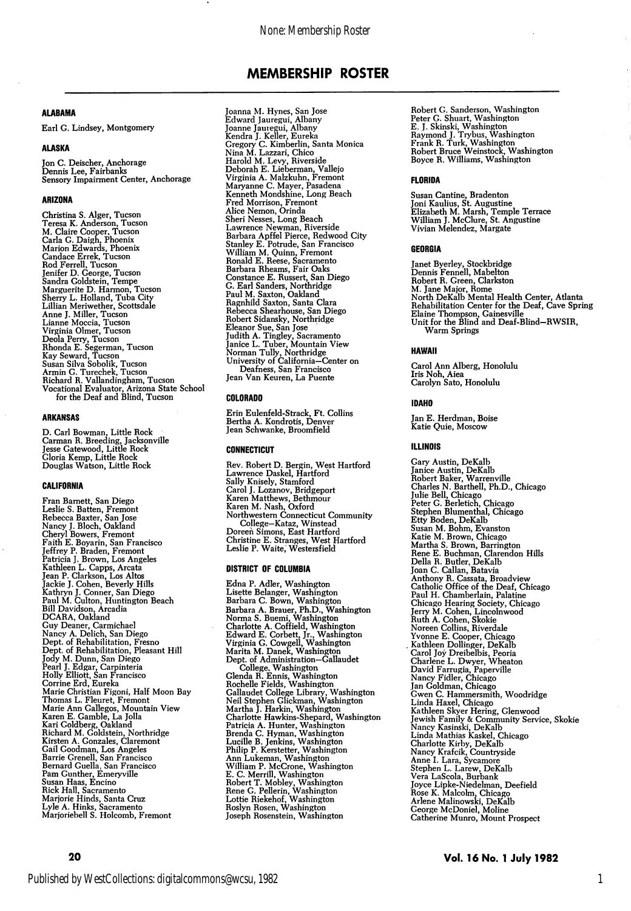# MEMBERSHIP ROSTER

### ALABAMA

Earl G. Lindsey, Montgomery

### ALASKA

Jon C. Deischer, Anchorage
Dennis Lee, Fairbanks
Sensory Impairment Center, Anchorage

### ARIZONA

Christina S. Alger, Tucson
Teresa K. Anderson, Tucson
M. Claire Cooper, Tucson
Carla G. Daigh, Phoenix
Marion Edwards, Phoenix
Candace Errek, Tucson
Rod Ferrell, Tucson
Jenifer D. George, Tucson
Sandra Goldstein, Tempe
Marguerite D. Harmon, Tucson
Sherry L. Holland, Tuba City
Lillian Meriwether, Scottsdale
Anne J. Miller, Tucson
Lianne Moccia, Tucson
Virginia Olmer, Tucson
Deola Perry, Tucson
Rhonda E. Segerman, Tucson
Kay Seward, Tucson
Susan Silva Sobolik, Tucson
Armin G. Turechek, Tucson
Richard R. Vallandingham, Tucson
Vocational Evaluator, Arizona State School for the Deaf and Blind, Tucson

### ARKANSAS

D. Carl Bowman, Little Rock
Carman R. Breeding, Jacksonville
Jesse Gatewood, Little Rock
Gloria Kemp, Little Rock
Douglas Watson, Little Rock

### CALIFORNIA

Fran Barnett, San Diego
Leslie S. Batten, Fremont
Rebecca Baxter, San Jose
Nancy J. Bloch, Oakland
Cheryl Bowers, Fremont
Faith E. Boyarin, San Francisco
Jeffrey P. Braden, Fremont
Patricia J. Brown, Los Angeles
Kathleen L. Capps, Arcata
Jean P. Clarkson, Los Altos
Jackie J. Cohen, Beverly Hills
Kathryn J. Conner, San Diego
Paul M. Culton, Huntington Beach
Bill Davidson, Arcadia
DCARA, Oakland
Guy Deaner, Carmichael
Nancy A. Delich, San Diego
Dept. of Rehabilitation, Fresno
Dept. of Rehabilitation, Pleasant Hill
Jody M. Dunn, San Diego
Pearl J. Edgar, Carpinteria
Holly Elliott, San Francisco
Corrine Erd, Eureka
Marie Christian Figoni, Half Moon Bay
Thomas L. Fleuret, Fremont
Marie Ann Gallegos, Mountain View
Karen E. Gamble, La Jolla
Kari Goldberg, Oakland
Richard M. Goldstein, Northridge
Kirsten A. Gonzales, Claremont
Gail Goodman, Los Angeles
Barrie Grenell, San Francisco
Bernard Guella, San Francisco
Pam Gunther, Emeryville
Susan Haas, Encino
Rick Hall, Sacramento
Marjorie Hinds, Santa Cruz
Lyle A. Hinks, Sacramento
Marjoriebell S. Holcomb, Fremont
Joanna M. Hynes, San Jose
Edward Jauregui, Albany
Joanne Jauregui, Albany
Kendra J. Keller, Eureka
Gregory C. Kimberlin, Santa Monica
Nina M. Lazzari, Chico
Harold M. Levy, Riverside
Deborah E. Lieberman, Vallejo
Virginia A. Malzkuhn, Fremont
Maryanne C. Mayer, Pasadena
Kenneth Mondshine, Long Beach
Fred Morrison, Fremont
Alice Nemon, Orinda
Sheri Nesses, Long Beach
Lawrence Newman, Riverside
Barbara Apffel Pierce, Redwood City
Stanley E. Potrude, San Francisco
William M. Quinn, Fremont
Ronald E. Reese, Sacramento
Barbara Rheams, Fair Oaks
Constance E. Russert, San Diego
G. Earl Sanders, Northridge
Paul M. Saxton, Oakland
Ragnhild Saxton, Santa Clara
Rebecca Shearhouse, San Diego
Robert Sidansky, Northridge
Eleanor Sue, San Jose
Judith A. Tingley, Sacramento
Janice L. Tuber, Mountain View
Norman Tully, Northridge
University of California—Center on Deafness, San Francisco
Jean Van Keuren, La Puente

### COLORADO

Erin Eulenfeld-Strack, Ft. Collins
Bertha A. Kondrotis, Denver
Jean Schwanke, Broomfield

### CONNECTICUT

Rev. Robert D. Bergin, West Hartford
Lawrence Daskel, Hartford
Sally Knisely, Stamford
Carol J. Lozanov, Bridgeport
Karen Matthews, Bethmour
Karen M. Nash, Oxford
Northwestern Connecticut Community College—Kataz, Winstead
Doreen Simons, East Hartford
Christine E. Stranges, West Hartford
Leslie P. Waite, Westersfield

### DISTRICT OF COLUMBIA

Edna P. Adler, Washington
Lisette Belanger, Washington
Barbara C. Bown, Washington
Barbara A. Brauer, Ph.D., Washington
Norma S. Buemi, Washington
Charlotte A. Coffield, Washington
Edward E. Corbett, Jr., Washington
Virginia G. Cowgell, Washington
Marita M. Danek, Washington
Dept. of Administration—Gallaudet College, Washington
Glenda R. Ennis, Washington
Rochelle Fields, Washington
Gallaudet College Library, Washington
Neil Stephen Glickman, Washington
Martha J. Harkin, Washington
Charlotte Hawkins-Shepard, Washington
Patricia A. Hunter, Washington
Brenda C. Hyman, Washington
Lucille B. Jenkins, Washington
Philip P. Kerstetter, Washington
Ann Lukeman, Washington
William P. McCrone, Washington
E. C. Merrill, Washington
Robert T. Mobley, Washington
Rene G. Pellerin, Washington
Lottie Riekehof, Washington
Roslyn Rosen, Washington
Joseph Rosenstein, Washington
Robert G. Sanderson, Washington
Peter G. Shuart, Washington
E. J. Skinski, Washington
Raymond J. Trybus, Washington
Frank R. Turk, Washington
Robert Bruce Weinstock, Washington
Boyce R. Williams, Washington

### FLORIDA

Susan Cantine, Bradenton
Joni Kaulius, St. Augustine
Elizabeth M. Marsh, Temple Terrace
William J. McClure, St. Angustine
Vivian Melendez, Margate

### GEORGIA

Janet Byerley, Stockbridge
Dennis Fennell, Mabelton
Robert R. Green, Clarkston
M. Jane Major, Rome
North DeKalb Mental Health Center, Atlanta
Rehabilitation Center for the Deaf, Cave Spring
Elaine Thompson, Gainesville
Unit for the Blind and Deaf-Blind—RWSIR, Warm Springs

### HAWAII

Carol Ann Alberg, Honolulu
Iris Noh, Aiea
Carolyn Sato, Honolulu

### IDAHO

Jan E. Herdman, Boise
Katie Quie, Moscow

### ILLINOIS

Gary Austin, DeKalb
Janice Austin, DeKalb
Robert Baker, Warrenville
Charles N. Barthell, Ph.D., Chicago
Julie Bell, Chicago
Peter G. Berletich, Chicago
Stephen Blumenthal, Chicago
Etty Boden, DeKalb
Susan M. Bohm, Evanston
Katie M. Brown, Chicago
Martha S. Brown, Barrington
Rene E. Buchman, Clarendon Hills
Della R. Butler, DeKalb
Joan C. Callan, Batavia
Anthony R. Cassata, Broadview
Catholic Office of the Deaf, Chicago
Paul H. Chamberlain, Palatine
Chicago Hearing Society, Chicago
Jerry M. Cohen, Lincolnwood
Ruth A. Cohen, Skokie
Noreen Collins, Riverdale
Yvonne E. Cooper, Chicago
Kathleen Dollinger, DeKalb
Carol Joy Dreibelbis, Peoria
Charlene L. Dwyer, Wheaton
David Farrugia, Paperville
Nancy Fidler, Chicago
Jan Goldman, Chicago
Gwen C. Hammersmith, Woodridge
Linda Haxel, Chicago
Kathleen Skyer Hering, Glenwood
Jewish Family & Community Service, Skokie
Nancy Kasinski, DeKalb
Linda Mathias Kaskel, Chicago
Charlotte Kirby, DeKalb
Nancy Krafcik, Countryside
Anne I. Lara, Sycamore
Stephen L. Larew, DeKalb
Vera LaScola, Burbank
Joyce Lipke-Niedelman, Deefield
Rose K. Malcolm, Chicago
Arlene Malinowski, DeKalb
George McDoniel, Moline
Catherine Munro, Mount Prospect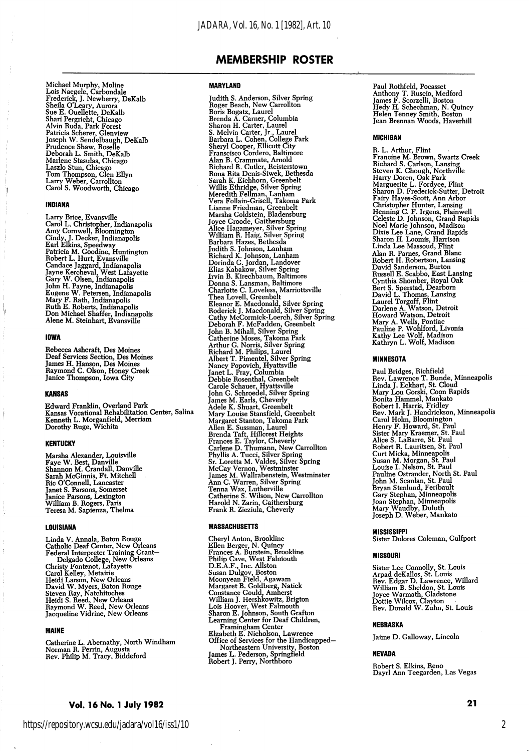## MEMBERSHIP ROSTER

Michael Murphy, Moline
Lois Naegele, Carbondale
Frederick, J. Newberry, DeKalb
Sheila O'Leary, Aurora
Sue E. Ouellette, DeKalb
Shari Pergricht, Chicago
Alvin Ruda, Park Forest
Patricia Scherer, Glenview
Joseph W. Sendelbaugh, DeKalb
Prudence Shaw, Roselle
Deborah L. Smith, DeKalb
Marlene Stasulas, Chicago
Laszlo Stun, Chicago
Tom Thompson, Glen Ellyn
Larry Weber, Carrollton
Carol S. Woodworth, Chicago

### INDIANA

Larry Brice, Evansville
Carol L. Christopher, Indianapolis
Amy Cornwell, Bloomington
Cindy, J. Decker, Indianapolis
Earl Elkins, Speedway
Patricia M. Goodine, Huntington
Robert L. Hurt, Evansville
Candace Jaggard, Indianapolis
Jayne Kercheval, West Lafayette
Gary W. Olsen, Indianapolis
John H. Payne, Indianapolis
Eugene W. Petersen, Indianapolis
Mary F. Rath, Indianapolis
Ruth E. Roberts, Indianapolis
Don Michael Shaffer, Indianapolis
Alene M. Steinhart, Evansville

### IOWA

Rebecca Ashcraft, Des Moines
Deaf Services Section, Des Moines
James H. Hanson, Des Moines
Raymond C. Olson, Honey Creek
Janice Thompson, Iowa City

### KANSAS

Edward Franklin, Overland Park
Kansas Vocational Rehabilitation Center, Salina
Kenneth L. Morganfield, Merriam
Dorothy Ruge, Wichita

### KENTUCKY

Marsha Alexander, Louisville
Faye W. Best, Danville
Shannon M. Crandall, Danville
Sarah McGinnis, Ft. Mitchell
Ric O'Connell, Lancaster
Janet S. Parsons, Somerset
Janice Parsons, Lexington
William B. Rogers, Paris
Teresa M. Sapienza, Thelma

### LOUISIANA

Linda V. Annala, Baton Rouge
Catholic Deaf Center, New Orleans
Federal Interpreter Training Grant—
Delgado College, New Orleans
Christy Fontenot, Lafayette
Carol Kelley, Metairie
Heidi Larson, New Orleans
David W. Myers, Baton Rouge
Steven Ray, Natchitoches
Heidi S. Reed, New Orleans
Raymond W. Reed, New Orleans
Jacqueline Vidrine, New Orleans

### MAINE

Catherine L. Abernathy, North Windham
Norman R. Perrin, Augusta
Rev. Philip M. Tracy, Biddeford

### MARYLAND

Judith S. Anderson, Silver Spring
Roger Beach, New Carrollton
Boris Bogatz, Laurel
Brenda A. Carner, Columbia
Sharon H. Carter, Laurel
S. Melvin Carter, Jr., Laurel
Barbara L. Cohen, College Park
Sheryl Cooper, Ellicott City
Franscisco Cordero, Baltimore
Alan B. Crammate, Arnold
Richard R. Cutler, Reisterstown
Rona Rita Denis-Siwek, Bethesda
Sarah K. Eichhorn, Greenbelt
Willis Ethridge, Silver Spring
Meredith Fellman, Lanham
Vera Follain-Grisell, Takoma Park
Lianne Friedman, Greenbelt
Marsha Goldstein, Bladensburg
Joyce Groode, Gaithersburg
Alice Hagameyer, Silver Spring
William R. Haig, Silver Spring
Barbara Hazes, Bethesda
Judith S. Johnson, Lanham
Richard K. Johnson, Lanham
Dorinda G. Jordan, Landover
Elias Kabakow, Silver Spring
Irvin B. Kirechbaum, Baltimore
Donna S. Lansman, Baltimore
Charlotte C. Loveless, Marriottsville
Thea Lovell, Greenbelt
Eleanor E. Macdonald, Silver Spring
Roderick J. Macdonald, Silver Spring
Cathy McCormick-Loerch, Silver Spring
Deborah F. McFadden, Greenbelt
John B. Mihall, Silver Spring
Catherine Moses, Takoma Park
Arthur G. Norris, Silver Spring
Richard M. Philips, Laurel
Albert T. Pimentel, Silver Spring
Nancy Popovich, Hyattsville
Janet L. Pray, Columbia
Debbie Rosenthal, Greenbelt
Carole Schauer, Hyattsville
John G. Schroedel, Silver Spring
James M. Earls, Cheverly
Adele K. Shuart, Greenbelt
Mary Louise Stansfield, Greenbelt
Margaret Stanton, Takoma Park
Allen E. Sussman, Laurel
Brenda Taft, Hillcrest Heights
Frances E. Taylor, Cheverly
Carlene D. Thumann, New Carrollton
Phyllis A. Tucci, Silver Spring
Sr. Loretta M. Valdes, Silver Spring
McCay Vernon, Westminster
James M. Wallrabenstein, Westminster
Ann C. Warren, Silver Spring
Tenna Wax, Lutherville
Catherine S. Wilson, New Carrollton
Harold N. Zarin, Gaithersburg
Frank R. Zieziula, Cheverly

### MASSACHUSETTS

Cheryl Anton, Brookline
Ellen Berger, N. Quincy
Frances A. Burstein, Brookline
Philip Cave, West Falmouth
D.E.A.F., Inc. Allston
Susan Dulgov, Boston
Moonyean Field, Agawam
Margaret B. Goldberg, Natick
Constance Gould, Amherst
William J. Hershkowitz, Brigton
Lois Hoover, West Falmouth
Sharon E. Johnson, South Grafton
Learning Center for Deaf Children,
Framingham Center
Elzabeth E. Nicholson, Lawrence
Office of Services for the Handicapped—
Northeastern University, Boston
James L. Pederson, Springfield
Robert J. Perry, Northboro
Paul Rothfeld, Pocasset
Anthony T. Ruscio, Medford
James F. Scorzelli, Boston
Hedy H. Schechman, N. Quincy
Helen Tenney Smith, Boston
Jean Brennan Woods, Haverhill

### MICHIGAN

R. L. Arthur, Flint
Francine M. Brown, Swartz Creek
Richard S. Carlson, Lansing
Steven K. Chough, Northville
Harry Doren, Oak Park
Marguerite L. Fordyce, Flint
Sharon D. Frederick-Sutter, Detroit
Fairy Hayes-Scott, Ann Arbor
Christopher Hunter, Lansing
Henning C. F. Irgens, Plainwell
Celeste D. Johnson, Grand Rapids
Noel Marie Johnson, Madison
Dixie Lee Lane, Grand Rapids
Sharon H. Loomis, Harrison
Linda Lee Massoud, Flint
Alan R. Parnes, Grand Blanc
Robert H. Robertson, Lansing
David Sanderson, Burton
Russell E. Scabbo, East Lansing
Cynthia Shomber, Royal Oak
Bert S. Sperstad, Dearborn
David L. Thomas, Lansing
Laurel Torgoff, Flint
Darlene A. Watson, Detroit
Howard Watson, Detroit
Mary A. Wells, Pontiac
Pauline P. Wohlford, Livonia
Kathy Lee Wolf, Madison
Kathryn L. Wolf, Madison

### MINNESOTA

Paul Bridges, Richfield
Rev. Lawrence T. Bunde, Minneapolis
Linda J. Eckhart, St. Cloud
Mary Lou Gorski, Coon Rapids
Bonita Hammel, Mankato
Robert I. Harris, Fridley
Rev. Mark J. Handrickson, Minneapolis
Carol Holm, Bloomington
Henry F. Howard, St. Paul
Sister Mary Kraemer, St. Paul
Alice S. LaBarre, St. Paul
Robert R. Lauritsen, St. Paul
Curt Micka, Minneapolis
Susan M. Morgan, St. Paul
Louise I. Nelson, St. Paul
Pauline Ostrander, North St. Paul
John M. Scanlan, St. Paul
Bryan Stenlund, Feribault
Gary Stephan, Minneapolis
Joan Stephan, Minneapolis
Mary Waudby, Duluth
Joseph D. Weber, Mankato

### MISSISSIPPI

Sister Dolores Coleman, Gulfport

### MISSOURI

Sister Lee Connolly, St. Louis
Arpad deKallos, St. Louis
Rev. Edgar D. Lawrence, Willard
William B. Sheldon, St. Louis
Joyce Warmath, Gladstone
Dottie Wilcox, Clayton
Rev. Donald W. Zuhn, St. Louis

### NEBRASKA

Jaime D. Galloway, Lincoln

### NEVADA

Robert S. Elkins, Reno
Dayrl Ann Teegarden, Las Vegas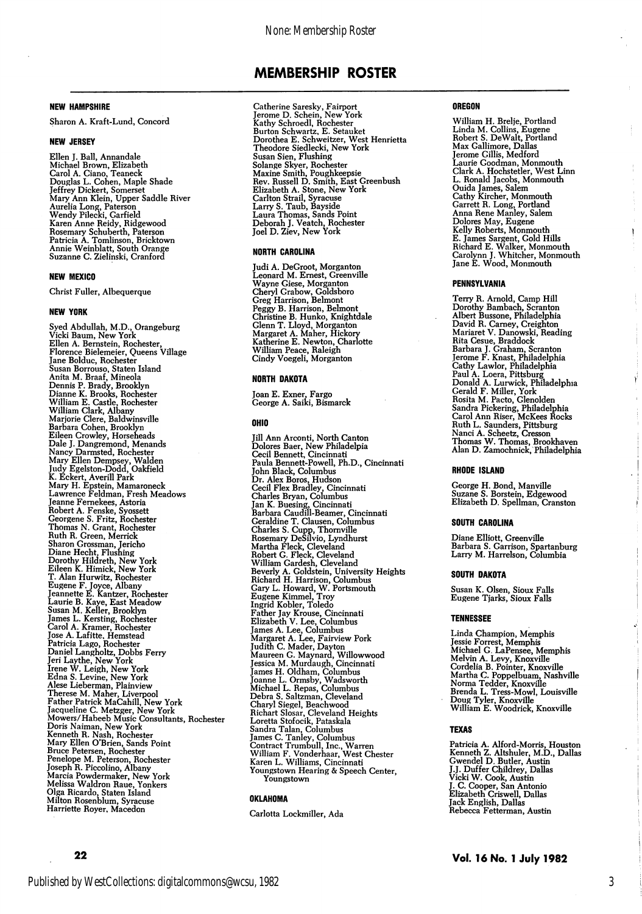# MEMBERSHIP ROSTER

### NEW HAMPSHIRE

Sharon A. Kraft-Lund, Concord

### NEW JERSEY

Ellen J. Ball, Annandale
Michael Brown, Elizabeth
Carol A. Ciano, Teaneck
Douglas L. Cohen, Maple Shade
Jeffrey Dickert, Somerset
Mary Ann Klein, Upper Saddle River
Aurelia Long, Paterson
Wendy Pilecki, Garfield
Karen Anne Reidy, Ridgewood
Rosemary Schuberth, Paterson
Patricia A. Tomlinson, Bricktown
Annie Weinblatt, South Orange
Suzanne C. Zielinski, Cranford

### NEW MEXICO

Christ Fuller, Albequerque

### NEW YORK

Syed Abdullah, M.D., Orangeburg
Vicki Baum, New York
Ellen A. Bernstein, Rochester,
Florence Bielemeier, Queens Village
Jane Bolduc, Rochester
Susan Borrouso, Staten Island
Anita M. Braaf, Mineola
Dennis P. Brady, Brooklyn
Dianne K. Brooks, Rochester
William E. Castle, Rochester
William Clark, Albany
Marjorie Clere, Baldwinsville
Barbara Cohen, Brooklyn
Eileen Crowley, Horseheads
Dale J. Dangremond, Menands
Nancy Darmsted, Rochester
Mary Ellen Dempsey, Walden
Judy Egelston-Dodd, Oakfield
K. Eckert, Averill Park
Mary H. Epstein, Mamaroneck
Lawrence Feldman, Fresh Meadows
Jeanne Fernekees, Astoria
Robert A. Fenske, Syossett
Georgene S. Fritz, Rochester
Thomas N. Grant, Rochester
Ruth R. Green, Merrick
Sharon Grossman, Jericho
Diane Hecht, Flushing
Dorothy Hildreth, New York
Eileen K. Himick, New York
T. Alan Hurwitz, Rochester
Eugene F. Joyce, Albany
Jeannette E. Kantzer, Rochester
Laurie B. Kaye, East Meadow
Susan M. Keller, Brooklyn
James L. Kersting, Rochester
Carol A. Kramer, Rochester
Jose A. Lafitte, Hemstead
Patricia Lago, Rochester
Daniel Langholtz, Dobbs Ferry
Jeri Laythe, New York
Irene W. Leigh, New York
Edna S. Levine, New York
Alese Lieberman, Plainview
Therese M. Maher, Liverpool
Father Patrick MaCahill, New York
Jacqueline C. Metzger, New York
Mowers/Habeeb Music Consultants, Rochester
Doris Naiman, New York
Kenneth R. Nash, Rochester
Mary Ellen O'Brien, Sands Point
Bruce Petersen, Rochester
Penelope M. Peterson, Rochester
Joseph R. Piccolino, Albany
Marcia Powdermaker, New York
Melissa Waldron Raue, Yonkers
Olga Ricardo, Staten Island
Milton Rosenblum, Syracuse
Harriette Royer, Macedon
Catherine Saresky, Fairport
Jerome D. Schein, New York
Kathy Schroedl, Rochester
Burton Schwartz, E. Setauket
Dorothea E. Schweitzer, West Henrietta
Theodore Siedlecki, New York
Susan Sien, Flushing
Solange Skyer, Rochester
Maxine Smith, Poughkeepsie
Rev. Russell D. Smith, East Greenbush
Elizabeth A. Stone, New York
Carlton Strail, Syracuse
Larry S. Taub, Bayside
Laura Thomas, Sands Point
Deborah J. Veatch, Rochester
Joel D. Ziev, New York

### NORTH CAROLINA

Judi A. DeGroot, Morganton
Leonard M. Ernest, Greenville
Wayne Giese, Morganton
Cheryl Grabow, Goldsboro
Greg Harrison, Belmont
Peggy B. Harrison, Belmont
Christine B. Hunko, Knightdale
Glenn T. Lloyd, Morganton
Margaret A. Maher, Hickory
Katherine E. Newton, Charlotte
William Peace, Raleigh
Cindy Voegeli, Morganton

### NORTH DAKOTA

Joan E. Exner, Fargo
George A. Saiki, Bismarck

### OHIO

Jill Ann Arconti, North Canton
Dolores Baer, New Philadelpia
Cecil Bennett, Cincinnati
Paula Bennett-Powell, Ph.D., Cincinnati
John Black, Columbus
Dr. Alex Boros, Hudson
Cecil Flex Bradley, Cincinnati
Charles Bryan, Columbus
Jan K. Buesing, Cincinnati
Barbara Caudill-Beamer, Cincinnati
Geraldine T. Clausen, Columbus
Charles S. Cupp, Thornville
Rosemary DeSilvio, Lyndhurst
Martha Fleck, Cleveland
Robert G. Fleck, Cleveland
William Gardesh, Cleveland
Beverly A. Goldstein, University Heights
Richard H. Harrison, Columbus
Gary L. Howard, W. Portsmouth
Eugene Kimmel, Troy
Ingrid Kobler, Toledo
Father Jay Krouse, Cincinnati
Elizabeth V. Lee, Columbus
James A. Lee, Columbus
Margaret A. Lee, Fairview Pork
Judith C. Mader, Dayton
Maureen G. Maynard, Willowwood
Jessica M. Murdaugh, Cincinnati
James H. Oldham, Columbus
Joanne L. Ormsby, Wadsworth
Michael L. Repas, Columbus
Debra S. Saltzman, Cleveland
Charyl Siegel, Beachwood
Richart Slosar, Cleveland Heights
Loretta Stofocik, Pataskala
Sandra Talan, Columbus
James C. Tanley, Columbus
Contract Trumbull, Inc., Warren
William F. Vonderhaar, West Chester
Karen L. Williams, Cincinnati
Youngstown Hearing & Speech Center, Youngstown

### OKLAHOMA

Carlotta Lockmiller, Ada

### OREGON

William H. Brelje, Portland
Linda M. Collins, Eugene
Robert S. DeWalt, Portland
Max Gallimore, Dallas
Jerome Gillis, Medford
Laurie Goodman, Monmouth
Clark A. Hochstetler, West Linn
L. Ronald Jacobs, Monmouth
Ouida James, Salem
Cathy Kircher, Monmouth
Garrett R. Long, Portland
Anna Rene Manley, Salem
Dolores May, Eugene
Kelly Roberts, Monmouth
E. James Sargent, Gold Hills
Richard E. Walker, Monmouth
Carolynn J. Whitcher, Monmouth
Jane E. Wood, Monmouth

### PENNSYLVANIA

Terry R. Arnold, Camp Hill
Dorothy Bambach, Scranton
Albert Bussone, Philadelphia
David R. Carney, Creighton
Mariaret V. Danowski, Reading
Rita Cesue, Braddock
Barbara J. Graham, Scranton
Jerome F. Knast, Philadelphia
Cathy Lawlor, Philadelphia
Paul A. Loera, Pittsburg
Donald A. Lurwick, Philadelphia
Gerald F. Miller, York
Rosita M. Pacto, Glenolden
Sandra Pickering, Philadelphia
Carol Ann Riser, McKees Rocks
Ruth L. Saunders, Pittsburg
Nanci A. Scheetz, Cresson
Thomas W. Thomas, Brookhaven
Alan D. Zamochnick, Philadelphia

### RHODE ISLAND

George H. Bond, Manville
Suzane S. Borstein, Edgewood
Elizabeth D. Spellman, Cranston

### SOUTH CAROLINA

Diane Elliott, Greenville
Barbara S. Garrison, Spartanburg
Larry M. Harrelson, Columbia

### SOUTH DAKOTA

Susan K. Olsen, Sioux Falls
Eugene Tjarks, Sioux Falls

### TENNESSEE

Linda Champion, Memphis
Jessie Forrest, Memphis
Michael G. LaPensee, Memphis
Melvin A. Levy, Knoxville
Cordelia B. Pointer, Knoxville
Martha C. Poppelbuam, Nashville
Norma Tedder, Knoxville
Brenda L. Tress-Mowl, Louisville
Doug Tyler, Knoxville
William E. Woodrick, Knoxville

### TEXAS

Patricia A. Alford-Morris, Houston
Kenneth Z. Altshuler, M.D., Dallas
Gwendel D. Butler, Austin
J.J. Duffer Childrey, Dallas
Vicki W. Cook, Austin
J. C. Cooper, San Antonio
Elizabeth Criswell, Dallas
Jack English, Dallas
Rebecca Fetterman, Austin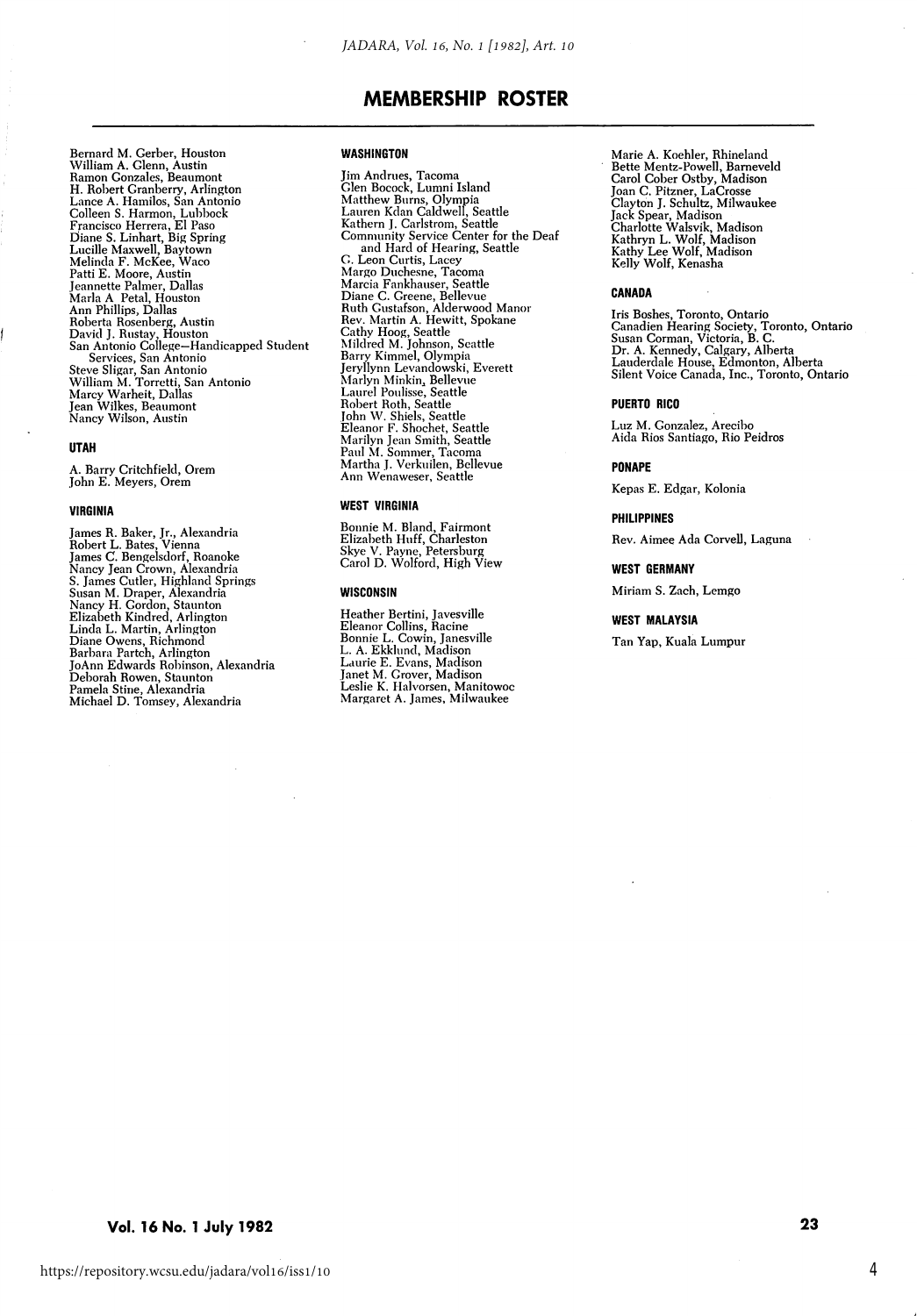# MEMBERSHIP ROSTER

Bernard M. Gerber, Houston
William A. Glenn, Austin
Ramon Gonzales, Beaumont
H. Robert Granberry, Arlington
Lance A. Hamilos, San Antonio
Colleen S. Harmon, Lubbock
Francisco Herrera, El Paso
Diane S. Linhart, Big Spring
Lucille Maxwell, Baytown
Melinda F. McKee, Waco
Patti E. Moore, Austin
Jeannette Palmer, Dallas
Marla A Petal, Houston
Ann Phillips, Dallas
Roberta Rosenberg, Austin
David J. Rustay, Houston
San Antonio College—Handicapped Student Services, San Antonio
Steve Sligar, San Antonio
William M. Torretti, San Antonio
Marcy Warheit, Dallas
Jean Wilkes, Beaumont
Nancy Wilson, Austin

**UTAH**

A. Barry Critchfield, Orem
John E. Meyers, Orem

**VIRGINIA**

James R. Baker, Jr., Alexandria
Robert L. Bates, Vienna
James C. Bengelsdorf, Roanoke
Nancy Jean Crown, Alexandria
S. James Cutler, Highland Springs
Susan M. Draper, Alexandria
Nancy H. Gordon, Staunton
Elizabeth Kindred, Arlington
Linda L. Martin, Arlington
Diane Owens, Richmond
Barbara Partch, Arlington
JoAnn Edwards Robinson, Alexandria
Deborah Rowen, Staunton
Pamela Stine, Alexandria
Michael D. Tomsey, Alexandria

**WASHINGTON**

Jim Andrues, Tacoma
Glen Bocock, Lumni Island
Matthew Burns, Olympia
Lauren Kdan Caldwell, Seattle
Kathern J. Carlstrom, Seattle
Community Service Center for the Deaf and Hard of Hearing, Seattle
G. Leon Curtis, Lacey
Margo Duchesne, Tacoma
Marcia Fankhauser, Seattle
Diane C. Greene, Bellevue
Ruth Gustafson, Alderwood Manor
Rev. Martin A. Hewitt, Spokane
Cathy Hoog, Seattle
Mildred M. Johnson, Seattle
Barry Kimmel, Olympia
Jeryllynn Levandowski, Everett
Marlyn Minkin, Bellevue
Laurel Poulisse, Seattle
Robert Roth, Seattle
John W. Shiels, Seattle
Eleanor F. Shochet, Seattle
Marilyn Jean Smith, Seattle
Paul M. Sommer, Tacoma
Martha J. Verkuilen, Bellevue
Ann Wenaweser, Seattle

**WEST VIRGINIA**

Bonnie M. Bland, Fairmont
Elizabeth Huff, Charleston
Skye V. Payne, Petersburg
Carol D. Wolford, High View

**WISCONSIN**

Heather Bertini, Javesville
Eleanor Collins, Racine
Bonnie L. Cowin, Janesville
L. A. Ekklund, Madison
Laurie E. Evans, Madison
Janet M. Grover, Madison
Leslie K. Halvorsen, Manitowoc
Margaret A. James, Milwaukee
Marie A. Koehler, Rhineland
Bette Mentz-Powell, Barneveld
Carol Cober Ostby, Madison
Joan C. Pitzner, LaCrosse
Clayton J. Schultz, Milwaukee
Jack Spear, Madison
Charlotte Walsvik, Madison
Kathryn L. Wolf, Madison
Kathy Lee Wolf, Madison
Kelly Wolf, Kenasha

**CANADA**

Iris Boshes, Toronto, Ontario
Canadien Hearing Society, Toronto, Ontario
Susan Corman, Victoria, B. C.
Dr. A. Kennedy, Calgary, Alberta
Lauderdale House, Edmonton, Alberta
Silent Voice Canada, Inc., Toronto, Ontario

**PUERTO RICO**

Luz M. Gonzalez, Arecibo
Aida Rios Santiago, Rio Peidros

**PONAPE**

Kepas E. Edgar, Kolonia

**PHILIPPINES**

Rev. Aimee Ada Corvell, Laguna

**WEST GERMANY**

Miriam S. Zach, Lemgo

**WEST MALAYSIA**

Tan Yap, Kuala Lumpur